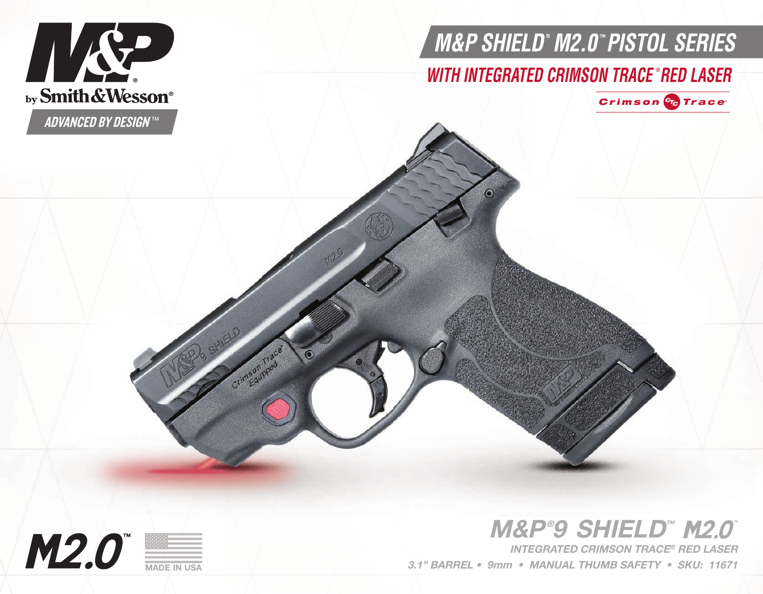M&P® by Smith&Wesson®

ADVANCED BY DESIGN™

# M&P SHIELD® M2.0™ PISTOL SERIES

## WITH INTEGRATED CRIMSON TRACE® RED LASER

Crimson Trace

M2.0™

MADE IN USA

## M&P®9 SHIELD™ M2.0™

*INTEGRATED CRIMSON TRACE® RED LASER*

*3.1" BARREL • 9mm • MANUAL THUMB SAFETY • SKU: 11671*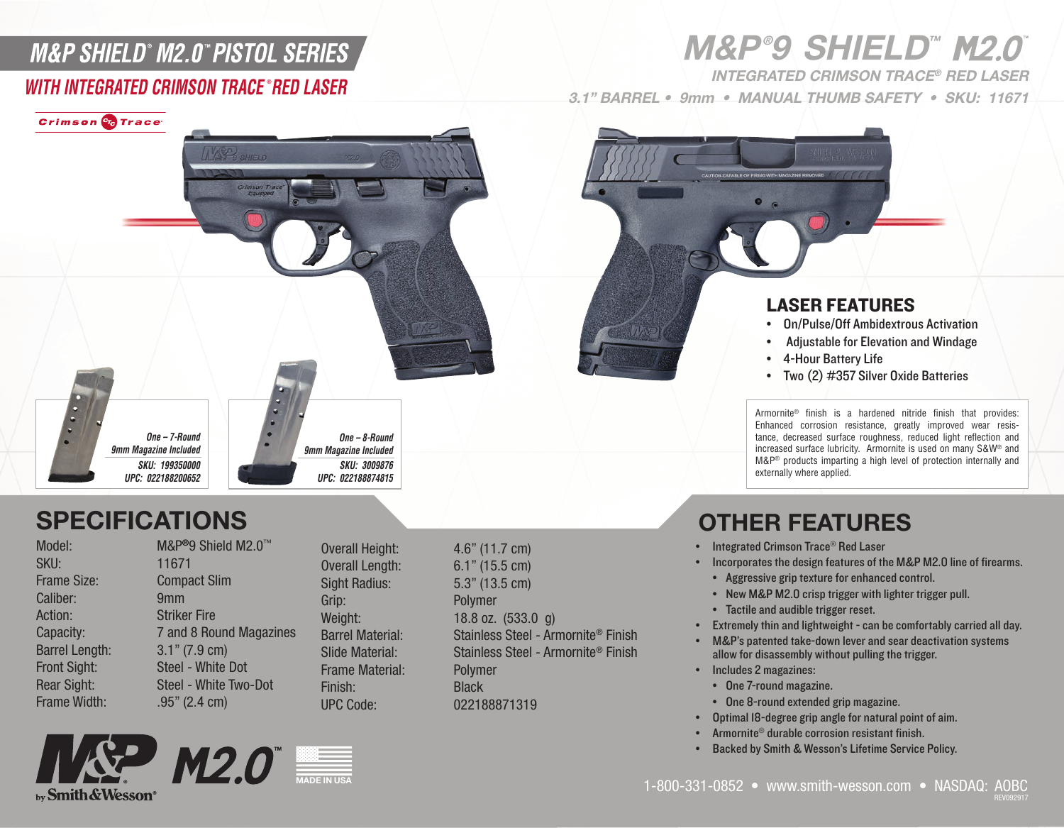# M&P SHIELD® M2.0™ PISTOL SERIES

## WITH INTEGRATED CRIMSON TRACE® RED LASER

Crimson Trace

# M&P®9 SHIELD™ M2.0™

### INTEGRATED CRIMSON TRACE® RED LASER

**3.1" BARREL • 9mm • MANUAL THUMB SAFETY • SKU: 11671**

*One – 7-Round 9mm Magazine Included*
*SKU: 199350000*
*UPC: 022188200652*

*One – 8-Round 9mm Magazine Included*
*SKU: 3009876*
*UPC: 022188874815*

## LASER FEATURES

- On/Pulse/Off Ambidextrous Activation
- Adjustable for Elevation and Windage
- 4-Hour Battery Life
- Two (2) #357 Silver Oxide Batteries

Armornite® finish is a hardened nitride finish that provides: Enhanced corrosion resistance, greatly improved wear resistance, decreased surface roughness, reduced light reflection and increased surface lubricity. Armornite is used on many S&W® and M&P® products imparting a high level of protection internally and externally where applied.

## SPECIFICATIONS

| | | | |
|---|---|---|---|
| Model: | M&P®9 Shield M2.0™ | Overall Height: | 4.6" (11.7 cm) |
| SKU: | 11671 | Overall Length: | 6.1" (15.5 cm) |
| Frame Size: | Compact Slim | Sight Radius: | 5.3" (13.5 cm) |
| Caliber: | 9mm | Grip: | Polymer |
| Action: | Striker Fire | Weight: | 18.8 oz. (533.0 g) |
| Capacity: | 7 and 8 Round Magazines | Barrel Material: | Stainless Steel - Armornite® Finish |
| Barrel Length: | 3.1" (7.9 cm) | Slide Material: | Stainless Steel - Armornite® Finish |
| Front Sight: | Steel - White Dot | Frame Material: | Polymer |
| Rear Sight: | Steel - White Two-Dot | Finish: | Black |
| Frame Width: | .95" (2.4 cm) | UPC Code: | 022188871319 |

## OTHER FEATURES

- Integrated Crimson Trace® Red Laser
- Incorporates the design features of the M&P M2.0 line of firearms.
  - Aggressive grip texture for enhanced control.
  - New M&P M2.0 crisp trigger with lighter trigger pull.
  - Tactile and audible trigger reset.
- Extremely thin and lightweight - can be comfortably carried all day.
- M&P's patented take-down lever and sear deactivation systems allow for disassembly without pulling the trigger.
- Includes 2 magazines:
  - One 7-round magazine.
  - One 8-round extended grip magazine.
- Optimal 18-degree grip angle for natural point of aim.
- Armornite® durable corrosion resistant finish.
- Backed by Smith & Wesson's Lifetime Service Policy.

M&P M2.0™ by Smith&Wesson®

MADE IN USA

1-800-331-0852 • www.smith-wesson.com • NASDAQ: AOBC

REV092917